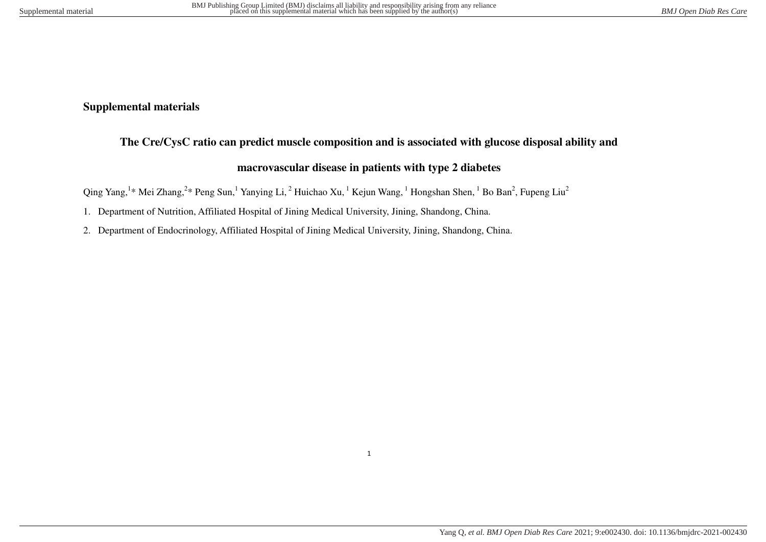# Supplemental materials

## The Cre/CysC ratio can predict muscle composition and is associated with glucose disposal ability and macrovascular disease in patients with type 2 diabetes

Qing Yang,[1]* Mei Zhang,[2]* Peng Sun,[1] Yanying Li,[2] Huichao Xu,[1] Kejun Wang,[1] Hongshan Shen,[1] Bo Ban[2], Fupeng Liu[2]

1. Department of Nutrition, Affiliated Hospital of Jining Medical University, Jining, Shandong, China.
2. Department of Endocrinology, Affiliated Hospital of Jining Medical University, Jining, Shandong, China.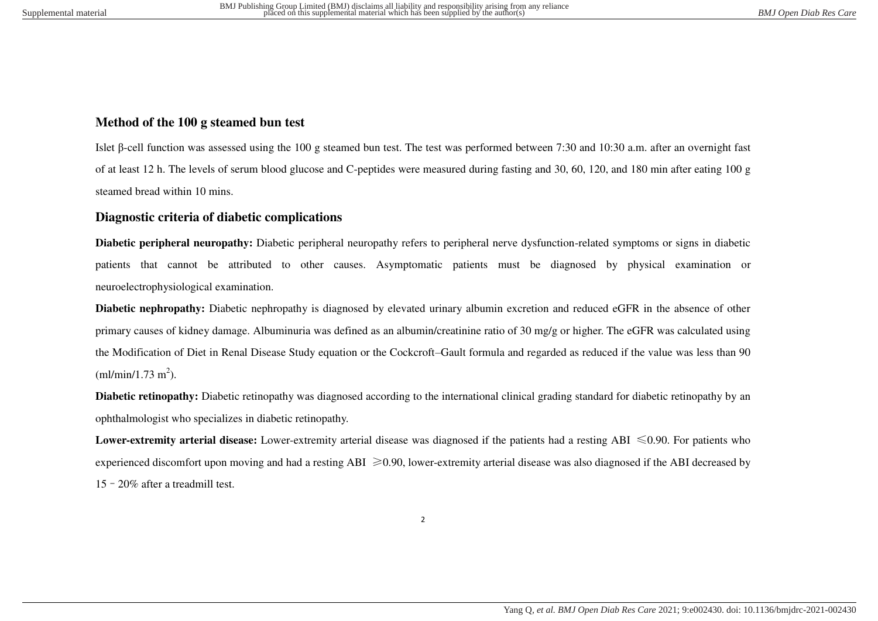## Method of the 100 g steamed bun test

Islet β-cell function was assessed using the 100 g steamed bun test. The test was performed between 7:30 and 10:30 a.m. after an overnight fast of at least 12 h. The levels of serum blood glucose and C-peptides were measured during fasting and 30, 60, 120, and 180 min after eating 100 g steamed bread within 10 mins.

## Diagnostic criteria of diabetic complications

**Diabetic peripheral neuropathy:** Diabetic peripheral neuropathy refers to peripheral nerve dysfunction-related symptoms or signs in diabetic patients that cannot be attributed to other causes. Asymptomatic patients must be diagnosed by physical examination or neuroelectrophysiological examination.

**Diabetic nephropathy:** Diabetic nephropathy is diagnosed by elevated urinary albumin excretion and reduced eGFR in the absence of other primary causes of kidney damage. Albuminuria was defined as an albumin/creatinine ratio of 30 mg/g or higher. The eGFR was calculated using the Modification of Diet in Renal Disease Study equation or the Cockcroft–Gault formula and regarded as reduced if the value was less than 90 (ml/min/1.73 $m^2$).

**Diabetic retinopathy:** Diabetic retinopathy was diagnosed according to the international clinical grading standard for diabetic retinopathy by an ophthalmologist who specializes in diabetic retinopathy.

**Lower-extremity arterial disease:** Lower-extremity arterial disease was diagnosed if the patients had a resting ABI $\leqslant$0.90. For patients who experienced discomfort upon moving and had a resting ABI $\geqslant$0.90, lower-extremity arterial disease was also diagnosed if the ABI decreased by 15–20% after a treadmill test.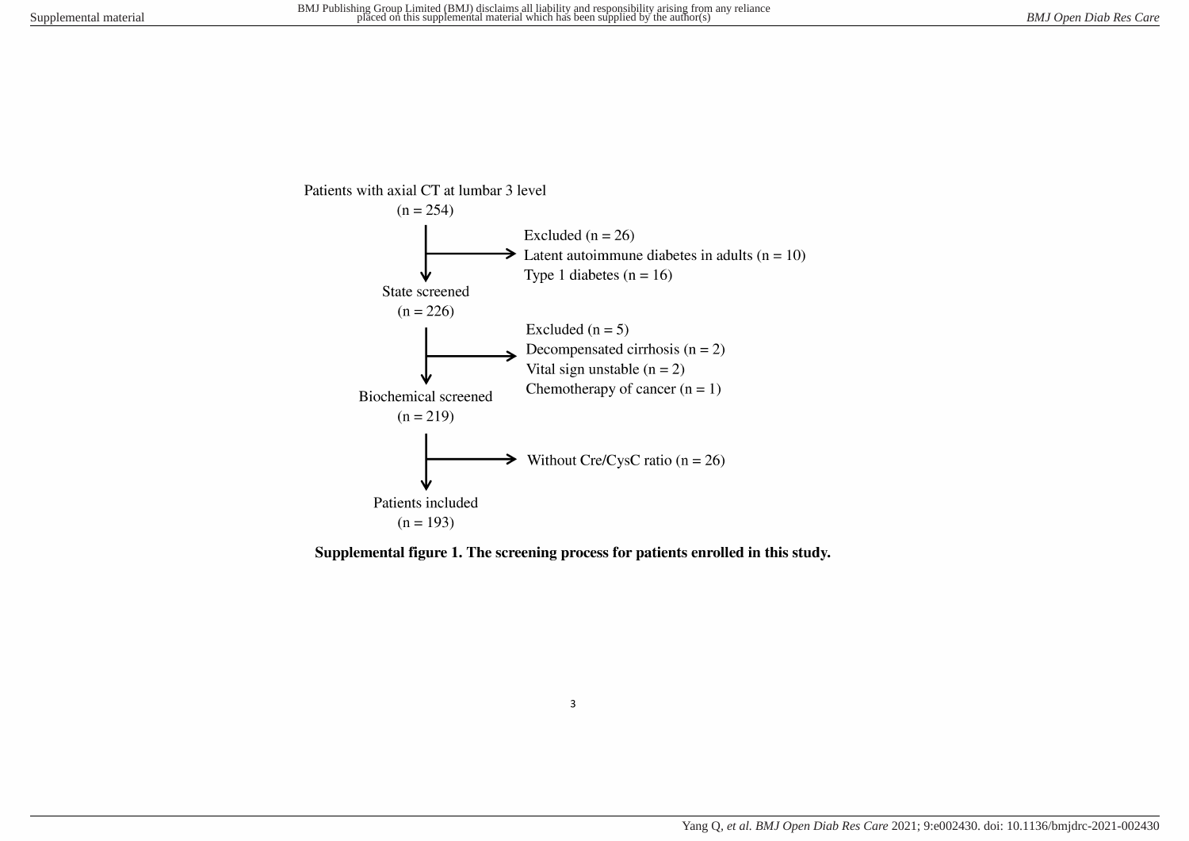Patients with axial CT at lumbar 3 level
(n = 254)

Excluded (n = 26)
Latent autoimmune diabetes in adults (n = 10)
Type 1 diabetes (n = 16)

State screened
(n = 226)

Excluded (n = 5)
Decompensated cirrhosis (n = 2)
Vital sign unstable (n = 2)
Chemotherapy of cancer (n = 1)

Biochemical screened
(n = 219)

Without Cre/CysC ratio (n = 26)

Patients included
(n = 193)

**Supplemental figure 1. The screening process for patients enrolled in this study.**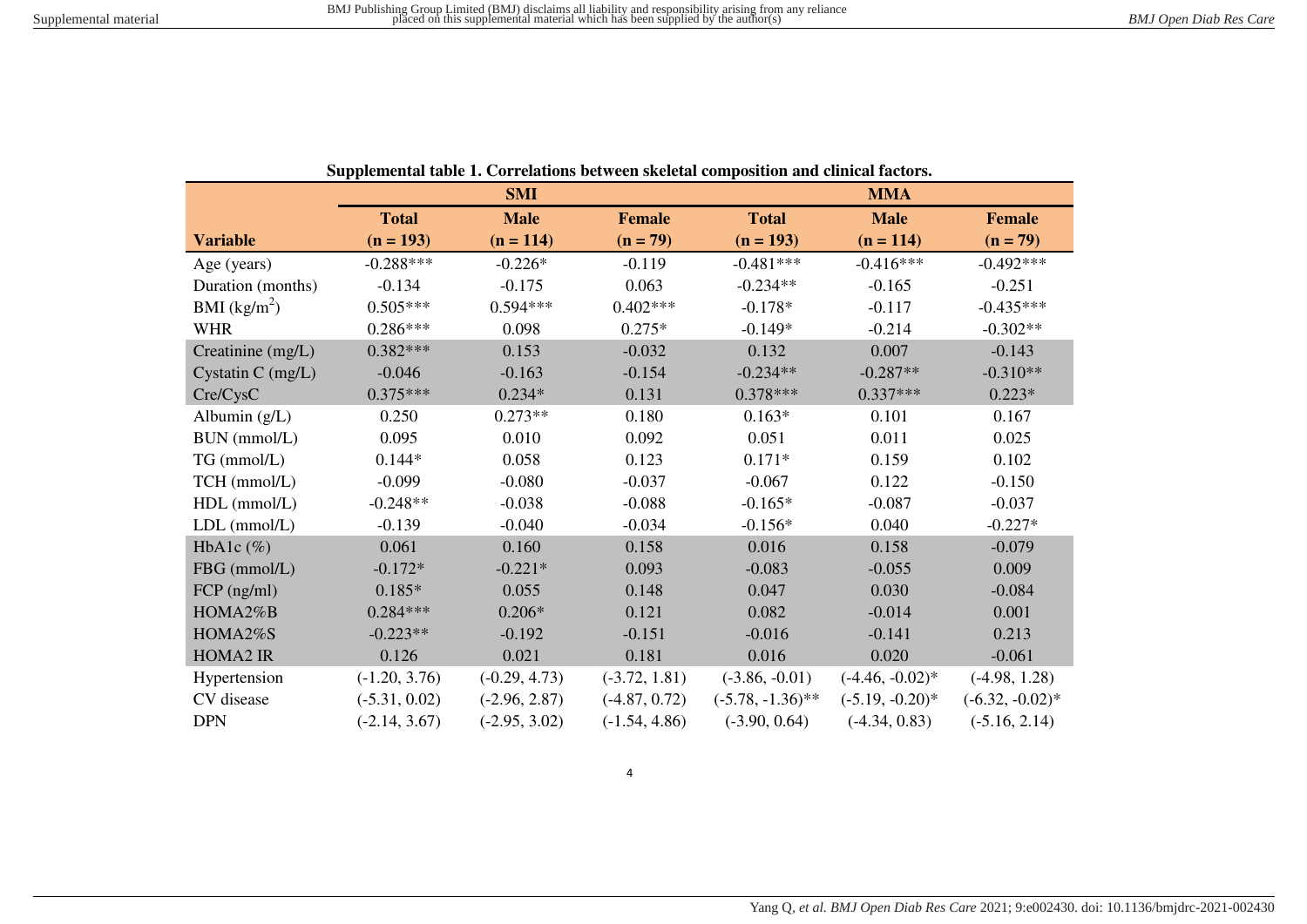**Supplemental table 1. Correlations between skeletal composition and clinical factors.**

| | SMI | | | MMA | | |
|---|---|---|---|---|---|---|
| **Variable** | **Total (n = 193)** | **Male (n = 114)** | **Female (n = 79)** | **Total (n = 193)** | **Male (n = 114)** | **Female (n = 79)** |
| Age (years) | -0.288*** | -0.226* | -0.119 | -0.481*** | -0.416*** | -0.492*** |
| Duration (months) | -0.134 | -0.175 | 0.063 | -0.234** | -0.165 | -0.251 |
| BMI ($kg/m^2$) | 0.505*** | 0.594*** | 0.402*** | -0.178* | -0.117 | -0.435*** |
| WHR | 0.286*** | 0.098 | 0.275* | -0.149* | -0.214 | -0.302** |
| Creatinine (mg/L) | 0.382*** | 0.153 | -0.032 | 0.132 | 0.007 | -0.143 |
| Cystatin C (mg/L) | -0.046 | -0.163 | -0.154 | -0.234** | -0.287** | -0.310** |
| Cre/CysC | 0.375*** | 0.234* | 0.131 | 0.378*** | 0.337*** | 0.223* |
| Albumin (g/L) | 0.250 | 0.273** | 0.180 | 0.163* | 0.101 | 0.167 |
| BUN (mmol/L) | 0.095 | 0.010 | 0.092 | 0.051 | 0.011 | 0.025 |
| TG (mmol/L) | 0.144* | 0.058 | 0.123 | 0.171* | 0.159 | 0.102 |
| TCH (mmol/L) | -0.099 | -0.080 | -0.037 | -0.067 | 0.122 | -0.150 |
| HDL (mmol/L) | -0.248** | -0.038 | -0.088 | -0.165* | -0.087 | -0.037 |
| LDL (mmol/L) | -0.139 | -0.040 | -0.034 | -0.156* | 0.040 | -0.227* |
| HbA1c (%) | 0.061 | 0.160 | 0.158 | 0.016 | 0.158 | -0.079 |
| FBG (mmol/L) | -0.172* | -0.221* | 0.093 | -0.083 | -0.055 | 0.009 |
| FCP (ng/ml) | 0.185* | 0.055 | 0.148 | 0.047 | 0.030 | -0.084 |
| HOMA2%B | 0.284*** | 0.206* | 0.121 | 0.082 | -0.014 | 0.001 |
| HOMA2%S | -0.223** | -0.192 | -0.151 | -0.016 | -0.141 | 0.213 |
| HOMA2 IR | 0.126 | 0.021 | 0.181 | 0.016 | 0.020 | -0.061 |
| Hypertension | (-1.20, 3.76) | (-0.29, 4.73) | (-3.72, 1.81) | (-3.86, -0.01) | (-4.46, -0.02)* | (-4.98, 1.28) |
| CV disease | (-5.31, 0.02) | (-2.96, 2.87) | (-4.87, 0.72) | (-5.78, -1.36)** | (-5.19, -0.20)* | (-6.32, -0.02)* |
| DPN | (-2.14, 3.67) | (-2.95, 3.02) | (-1.54, 4.86) | (-3.90, 0.64) | (-4.34, 0.83) | (-5.16, 2.14) |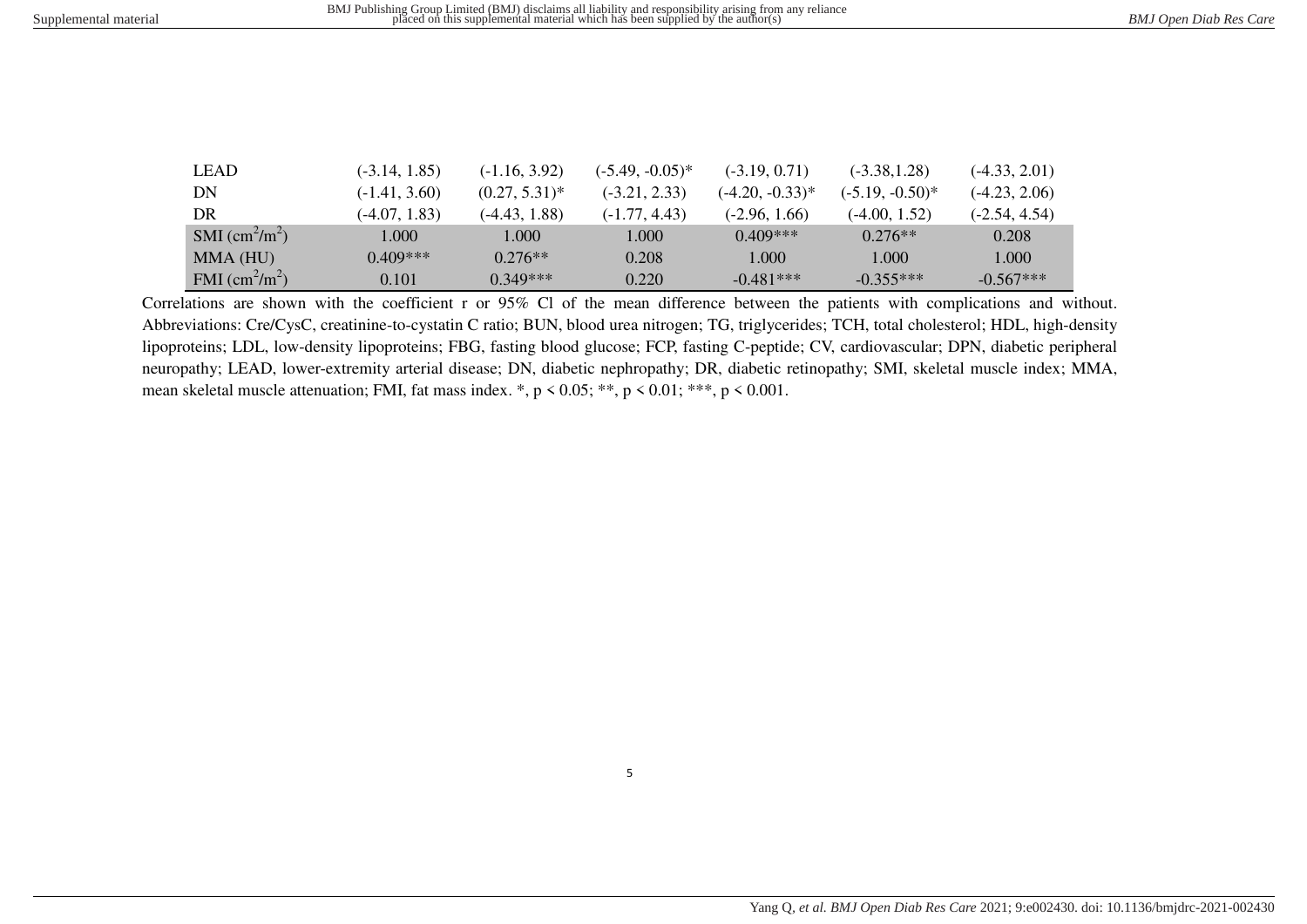| | | | | | | |
|---|---|---|---|---|---|---|
| LEAD | (-3.14, 1.85) | (-1.16, 3.92) | (-5.49, -0.05)* | (-3.19, 0.71) | (-3.38,1.28) | (-4.33, 2.01) |
| DN | (-1.41, 3.60) | (0.27, 5.31)* | (-3.21, 2.33) | (-4.20, -0.33)* | (-5.19, -0.50)* | (-4.23, 2.06) |
| DR | (-4.07, 1.83) | (-4.43, 1.88) | (-1.77, 4.43) | (-2.96, 1.66) | (-4.00, 1.52) | (-2.54, 4.54) |
| SMI ($cm^2/m^2$) | 1.000 | 1.000 | 1.000 | 0.409*** | 0.276** | 0.208 |
| MMA (HU) | 0.409*** | 0.276** | 0.208 | 1.000 | 1.000 | 1.000 |
| FMI ($cm^2/m^2$) | 0.101 | 0.349*** | 0.220 | -0.481*** | -0.355*** | -0.567*** |

Correlations are shown with the coefficient r or 95% Cl of the mean difference between the patients with complications and without. Abbreviations: Cre/CysC, creatinine-to-cystatin C ratio; BUN, blood urea nitrogen; TG, triglycerides; TCH, total cholesterol; HDL, high-density lipoproteins; LDL, low-density lipoproteins; FBG, fasting blood glucose; FCP, fasting C-peptide; CV, cardiovascular; DPN, diabetic peripheral neuropathy; LEAD, lower-extremity arterial disease; DN, diabetic nephropathy; DR, diabetic retinopathy; SMI, skeletal muscle index; MMA, mean skeletal muscle attenuation; FMI, fat mass index. *, $p < 0.05$; **, $p < 0.01$; ***, $p < 0.001$.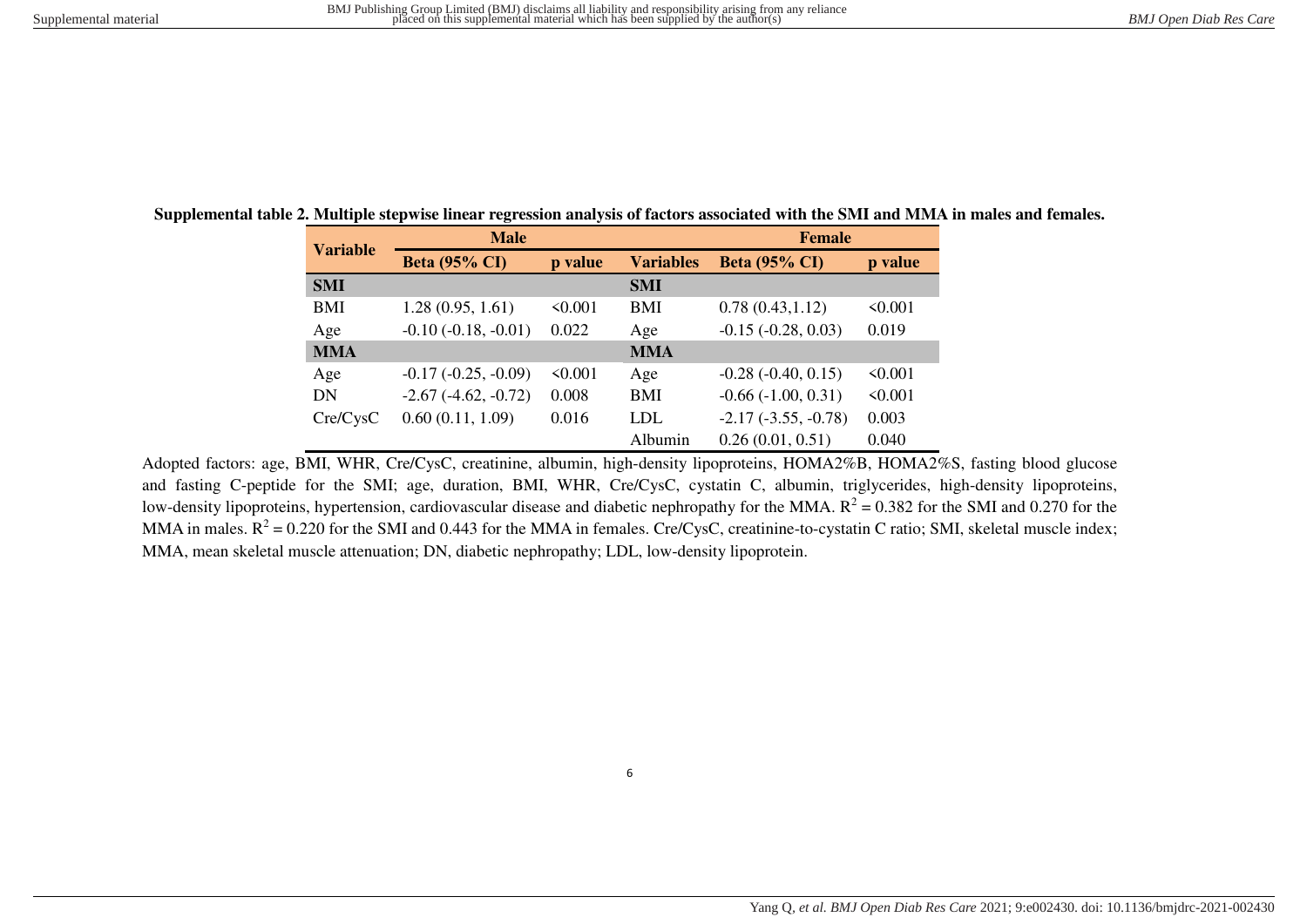**Supplemental table 2. Multiple stepwise linear regression analysis of factors associated with the SMI and MMA in males and females.**

| Variable | Male | | Female | | |
|---|---|---|---|---|---|
| | Beta (95% CI) | p value | Variables | Beta (95% CI) | p value |
| **SMI** | | | **SMI** | | |
| BMI | 1.28 (0.95, 1.61) | <0.001 | BMI | 0.78 (0.43,1.12) | <0.001 |
| Age | -0.10 (-0.18, -0.01) | 0.022 | Age | -0.15 (-0.28, 0.03) | 0.019 |
| **MMA** | | | **MMA** | | |
| Age | -0.17 (-0.25, -0.09) | <0.001 | Age | -0.28 (-0.40, 0.15) | <0.001 |
| DN | -2.67 (-4.62, -0.72) | 0.008 | BMI | -0.66 (-1.00, 0.31) | <0.001 |
| Cre/CysC | 0.60 (0.11, 1.09) | 0.016 | LDL | -2.17 (-3.55, -0.78) | 0.003 |
| | | | Albumin | 0.26 (0.01, 0.51) | 0.040 |

Adopted factors: age, BMI, WHR, Cre/CysC, creatinine, albumin, high-density lipoproteins, HOMA2%B, HOMA2%S, fasting blood glucose and fasting C-peptide for the SMI; age, duration, BMI, WHR, Cre/CysC, cystatin C, albumin, triglycerides, high-density lipoproteins, low-density lipoproteins, hypertension, cardiovascular disease and diabetic nephropathy for the MMA. $R^2 = 0.382$ for the SMI and 0.270 for the MMA in males. $R^2 = 0.220$ for the SMI and 0.443 for the MMA in females. Cre/CysC, creatinine-to-cystatin C ratio; SMI, skeletal muscle index; MMA, mean skeletal muscle attenuation; DN, diabetic nephropathy; LDL, low-density lipoprotein.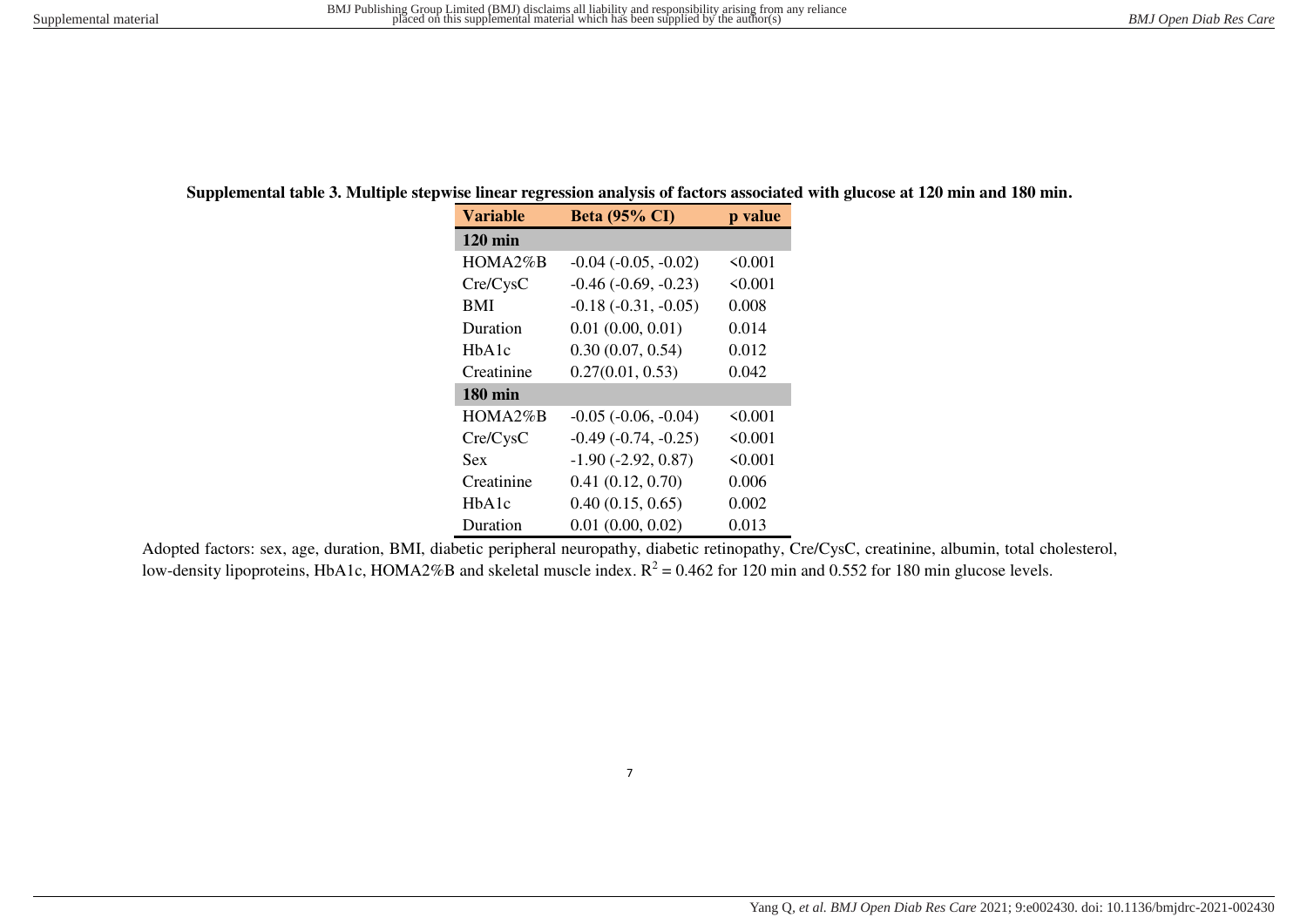**Supplemental table 3. Multiple stepwise linear regression analysis of factors associated with glucose at 120 min and 180 min.**

| Variable | Beta (95% CI) | p value |
|---|---|---|
| **120 min** | | |
| HOMA2%B | -0.04 (-0.05, -0.02) | <0.001 |
| Cre/CysC | -0.46 (-0.69, -0.23) | <0.001 |
| BMI | -0.18 (-0.31, -0.05) | 0.008 |
| Duration | 0.01 (0.00, 0.01) | 0.014 |
| HbA1c | 0.30 (0.07, 0.54) | 0.012 |
| Creatinine | 0.27(0.01, 0.53) | 0.042 |
| **180 min** | | |
| HOMA2%B | -0.05 (-0.06, -0.04) | <0.001 |
| Cre/CysC | -0.49 (-0.74, -0.25) | <0.001 |
| Sex | -1.90 (-2.92, 0.87) | <0.001 |
| Creatinine | 0.41 (0.12, 0.70) | 0.006 |
| HbA1c | 0.40 (0.15, 0.65) | 0.002 |
| Duration | 0.01 (0.00, 0.02) | 0.013 |

Adopted factors: sex, age, duration, BMI, diabetic peripheral neuropathy, diabetic retinopathy, Cre/CysC, creatinine, albumin, total cholesterol, low-density lipoproteins, HbA1c, HOMA2%B and skeletal muscle index. $R^2 = 0.462$ for 120 min and 0.552 for 180 min glucose levels.